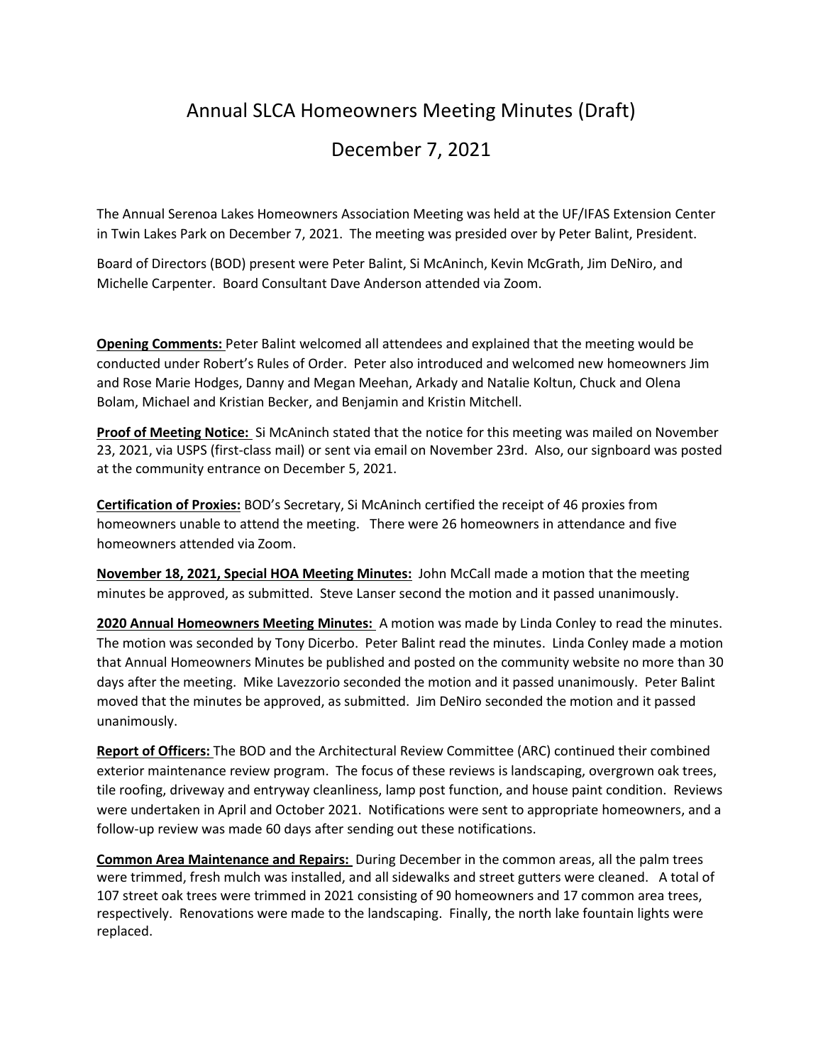# Annual SLCA Homeowners Meeting Minutes (Draft)

## December 7, 2021

The Annual Serenoa Lakes Homeowners Association Meeting was held at the UF/IFAS Extension Center in Twin Lakes Park on December 7, 2021. The meeting was presided over by Peter Balint, President.

Board of Directors (BOD) present were Peter Balint, Si McAninch, Kevin McGrath, Jim DeNiro, and Michelle Carpenter. Board Consultant Dave Anderson attended via Zoom.

**Opening Comments:** Peter Balint welcomed all attendees and explained that the meeting would be conducted under Robert's Rules of Order. Peter also introduced and welcomed new homeowners Jim and Rose Marie Hodges, Danny and Megan Meehan, Arkady and Natalie Koltun, Chuck and Olena Bolam, Michael and Kristian Becker, and Benjamin and Kristin Mitchell.

**Proof of Meeting Notice:** Si McAninch stated that the notice for this meeting was mailed on November 23, 2021, via USPS (first-class mail) or sent via email on November 23rd. Also, our signboard was posted at the community entrance on December 5, 2021.

**Certification of Proxies:** BOD's Secretary, Si McAninch certified the receipt of 46 proxies from homeowners unable to attend the meeting. There were 26 homeowners in attendance and five homeowners attended via Zoom.

**November 18, 2021, Special HOA Meeting Minutes:** John McCall made a motion that the meeting minutes be approved, as submitted. Steve Lanser second the motion and it passed unanimously.

**2020 Annual Homeowners Meeting Minutes:** A motion was made by Linda Conley to read the minutes. The motion was seconded by Tony Dicerbo. Peter Balint read the minutes. Linda Conley made a motion that Annual Homeowners Minutes be published and posted on the community website no more than 30 days after the meeting. Mike Lavezzorio seconded the motion and it passed unanimously. Peter Balint moved that the minutes be approved, as submitted. Jim DeNiro seconded the motion and it passed unanimously.

**Report of Officers:** The BOD and the Architectural Review Committee (ARC) continued their combined exterior maintenance review program. The focus of these reviews is landscaping, overgrown oak trees, tile roofing, driveway and entryway cleanliness, lamp post function, and house paint condition. Reviews were undertaken in April and October 2021. Notifications were sent to appropriate homeowners, and a follow-up review was made 60 days after sending out these notifications.

**Common Area Maintenance and Repairs:** During December in the common areas, all the palm trees were trimmed, fresh mulch was installed, and all sidewalks and street gutters were cleaned. A total of 107 street oak trees were trimmed in 2021 consisting of 90 homeowners and 17 common area trees, respectively. Renovations were made to the landscaping. Finally, the north lake fountain lights were replaced.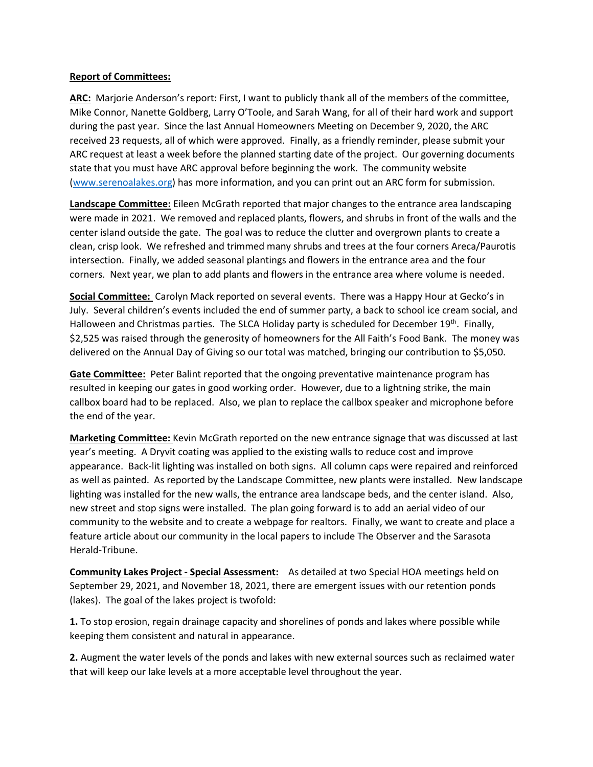**Report of Committees:**

**ARC:** Marjorie Anderson's report: First, I want to publicly thank all of the members of the committee, Mike Connor, Nanette Goldberg, Larry O'Toole, and Sarah Wang, for all of their hard work and support during the past year. Since the last Annual Homeowners Meeting on December 9, 2020, the ARC received 23 requests, all of which were approved. Finally, as a friendly reminder, please submit your ARC request at least a week before the planned starting date of the project. Our governing documents state that you must have ARC approval before beginning the work. The community website ([www.serenoalakes.org](www.serenoalakes.org)) has more information, and you can print out an ARC form for submission.

**Landscape Committee:** Eileen McGrath reported that major changes to the entrance area landscaping were made in 2021. We removed and replaced plants, flowers, and shrubs in front of the walls and the center island outside the gate. The goal was to reduce the clutter and overgrown plants to create a clean, crisp look. We refreshed and trimmed many shrubs and trees at the four corners Areca/Paurotis intersection. Finally, we added seasonal plantings and flowers in the entrance area and the four corners. Next year, we plan to add plants and flowers in the entrance area where volume is needed.

**Social Committee:** Carolyn Mack reported on several events. There was a Happy Hour at Gecko's in July. Several children's events included the end of summer party, a back to school ice cream social, and Halloween and Christmas parties. The SLCA Holiday party is scheduled for December 19th. Finally, $2,525 was raised through the generosity of homeowners for the All Faith's Food Bank. The money was delivered on the Annual Day of Giving so our total was matched, bringing our contribution to $5,050.

**Gate Committee:** Peter Balint reported that the ongoing preventative maintenance program has resulted in keeping our gates in good working order. However, due to a lightning strike, the main callbox board had to be replaced. Also, we plan to replace the callbox speaker and microphone before the end of the year.

**Marketing Committee:** Kevin McGrath reported on the new entrance signage that was discussed at last year's meeting. A Dryvit coating was applied to the existing walls to reduce cost and improve appearance. Back-lit lighting was installed on both signs. All column caps were repaired and reinforced as well as painted. As reported by the Landscape Committee, new plants were installed. New landscape lighting was installed for the new walls, the entrance area landscape beds, and the center island. Also, new street and stop signs were installed. The plan going forward is to add an aerial video of our community to the website and to create a webpage for realtors. Finally, we want to create and place a feature article about our community in the local papers to include The Observer and the Sarasota Herald-Tribune.

**Community Lakes Project - Special Assessment:** As detailed at two Special HOA meetings held on September 29, 2021, and November 18, 2021, there are emergent issues with our retention ponds (lakes). The goal of the lakes project is twofold:

**1.** To stop erosion, regain drainage capacity and shorelines of ponds and lakes where possible while keeping them consistent and natural in appearance.

**2.** Augment the water levels of the ponds and lakes with new external sources such as reclaimed water that will keep our lake levels at a more acceptable level throughout the year.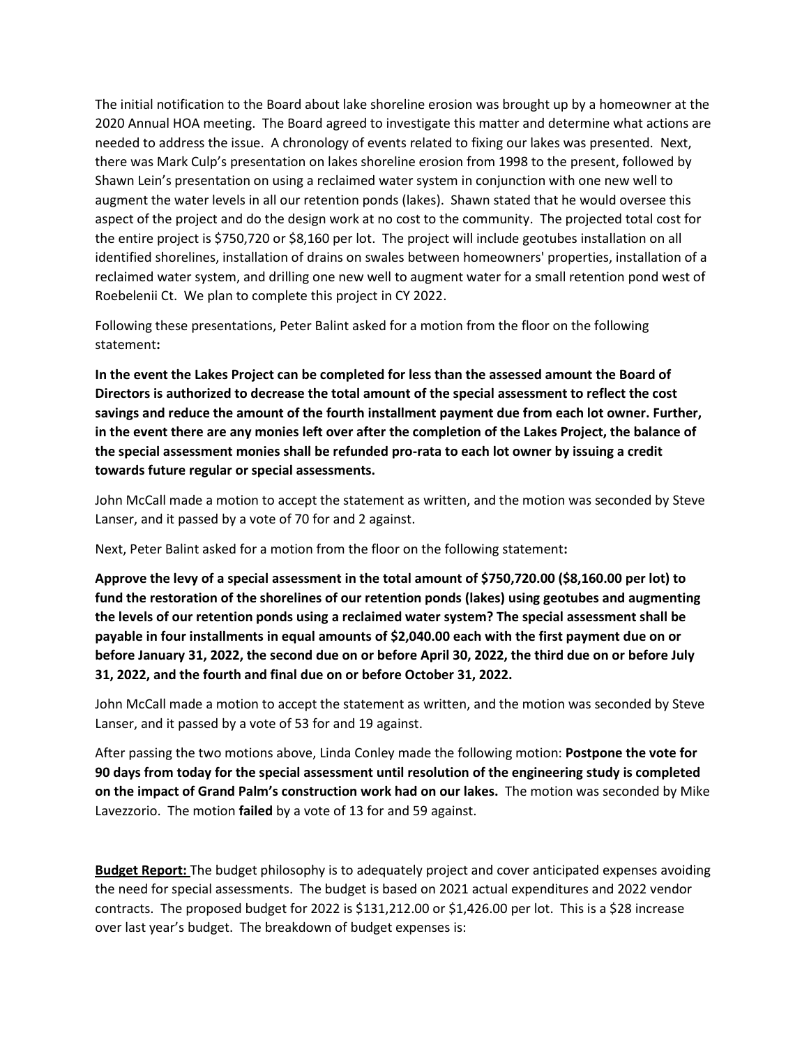The initial notification to the Board about lake shoreline erosion was brought up by a homeowner at the 2020 Annual HOA meeting. The Board agreed to investigate this matter and determine what actions are needed to address the issue. A chronology of events related to fixing our lakes was presented. Next, there was Mark Culp's presentation on lakes shoreline erosion from 1998 to the present, followed by Shawn Lein's presentation on using a reclaimed water system in conjunction with one new well to augment the water levels in all our retention ponds (lakes). Shawn stated that he would oversee this aspect of the project and do the design work at no cost to the community. The projected total cost for the entire project is $750,720 or $8,160 per lot. The project will include geotubes installation on all identified shorelines, installation of drains on swales between homeowners' properties, installation of a reclaimed water system, and drilling one new well to augment water for a small retention pond west of Roebelenii Ct. We plan to complete this project in CY 2022.

Following these presentations, Peter Balint asked for a motion from the floor on the following statement**:**

**In the event the Lakes Project can be completed for less than the assessed amount the Board of Directors is authorized to decrease the total amount of the special assessment to reflect the cost savings and reduce the amount of the fourth installment payment due from each lot owner. Further, in the event there are any monies left over after the completion of the Lakes Project, the balance of the special assessment monies shall be refunded pro-rata to each lot owner by issuing a credit towards future regular or special assessments.**

John McCall made a motion to accept the statement as written, and the motion was seconded by Steve Lanser, and it passed by a vote of 70 for and 2 against.

Next, Peter Balint asked for a motion from the floor on the following statement**:**

**Approve the levy of a special assessment in the total amount of $750,720.00 ($8,160.00 per lot) to fund the restoration of the shorelines of our retention ponds (lakes) using geotubes and augmenting the levels of our retention ponds using a reclaimed water system? The special assessment shall be payable in four installments in equal amounts of $2,040.00 each with the first payment due on or before January 31, 2022, the second due on or before April 30, 2022, the third due on or before July 31, 2022, and the fourth and final due on or before October 31, 2022.**

John McCall made a motion to accept the statement as written, and the motion was seconded by Steve Lanser, and it passed by a vote of 53 for and 19 against.

After passing the two motions above, Linda Conley made the following motion: **Postpone the vote for 90 days from today for the special assessment until resolution of the engineering study is completed on the impact of Grand Palm's construction work had on our lakes.** The motion was seconded by Mike Lavezzorio. The motion **failed** by a vote of 13 for and 59 against.

**Budget Report:** The budget philosophy is to adequately project and cover anticipated expenses avoiding the need for special assessments. The budget is based on 2021 actual expenditures and 2022 vendor contracts. The proposed budget for 2022 is $131,212.00 or $1,426.00 per lot. This is a $28 increase over last year's budget. The breakdown of budget expenses is: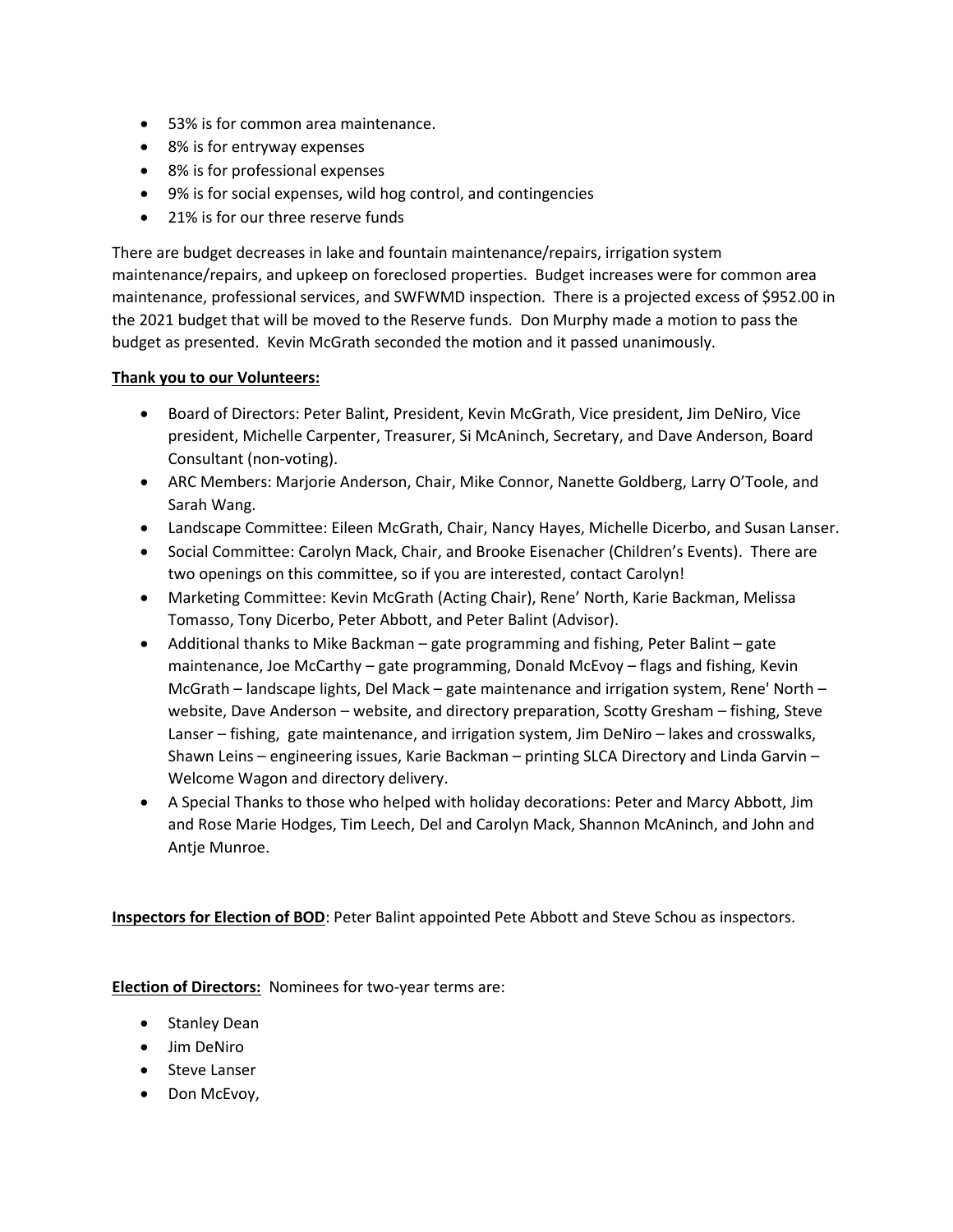- 53% is for common area maintenance.
- 8% is for entryway expenses
- 8% is for professional expenses
- 9% is for social expenses, wild hog control, and contingencies
- 21% is for our three reserve funds

There are budget decreases in lake and fountain maintenance/repairs, irrigation system maintenance/repairs, and upkeep on foreclosed properties. Budget increases were for common area maintenance, professional services, and SWFWMD inspection. There is a projected excess of $952.00 in the 2021 budget that will be moved to the Reserve funds. Don Murphy made a motion to pass the budget as presented. Kevin McGrath seconded the motion and it passed unanimously.

**Thank you to our Volunteers:**

- Board of Directors: Peter Balint, President, Kevin McGrath, Vice president, Jim DeNiro, Vice president, Michelle Carpenter, Treasurer, Si McAninch, Secretary, and Dave Anderson, Board Consultant (non-voting).
- ARC Members: Marjorie Anderson, Chair, Mike Connor, Nanette Goldberg, Larry O'Toole, and Sarah Wang.
- Landscape Committee: Eileen McGrath, Chair, Nancy Hayes, Michelle Dicerbo, and Susan Lanser.
- Social Committee: Carolyn Mack, Chair, and Brooke Eisenacher (Children's Events). There are two openings on this committee, so if you are interested, contact Carolyn!
- Marketing Committee: Kevin McGrath (Acting Chair), Rene' North, Karie Backman, Melissa Tomasso, Tony Dicerbo, Peter Abbott, and Peter Balint (Advisor).
- Additional thanks to Mike Backman – gate programming and fishing, Peter Balint – gate maintenance, Joe McCarthy – gate programming, Donald McEvoy – flags and fishing, Kevin McGrath – landscape lights, Del Mack – gate maintenance and irrigation system, Rene' North – website, Dave Anderson – website, and directory preparation, Scotty Gresham – fishing, Steve Lanser – fishing, gate maintenance, and irrigation system, Jim DeNiro – lakes and crosswalks, Shawn Leins – engineering issues, Karie Backman – printing SLCA Directory and Linda Garvin – Welcome Wagon and directory delivery.
- A Special Thanks to those who helped with holiday decorations: Peter and Marcy Abbott, Jim and Rose Marie Hodges, Tim Leech, Del and Carolyn Mack, Shannon McAninch, and John and Antje Munroe.

**Inspectors for Election of BOD**: Peter Balint appointed Pete Abbott and Steve Schou as inspectors.

**Election of Directors:** Nominees for two-year terms are:

- Stanley Dean
- Jim DeNiro
- Steve Lanser
- Don McEvoy,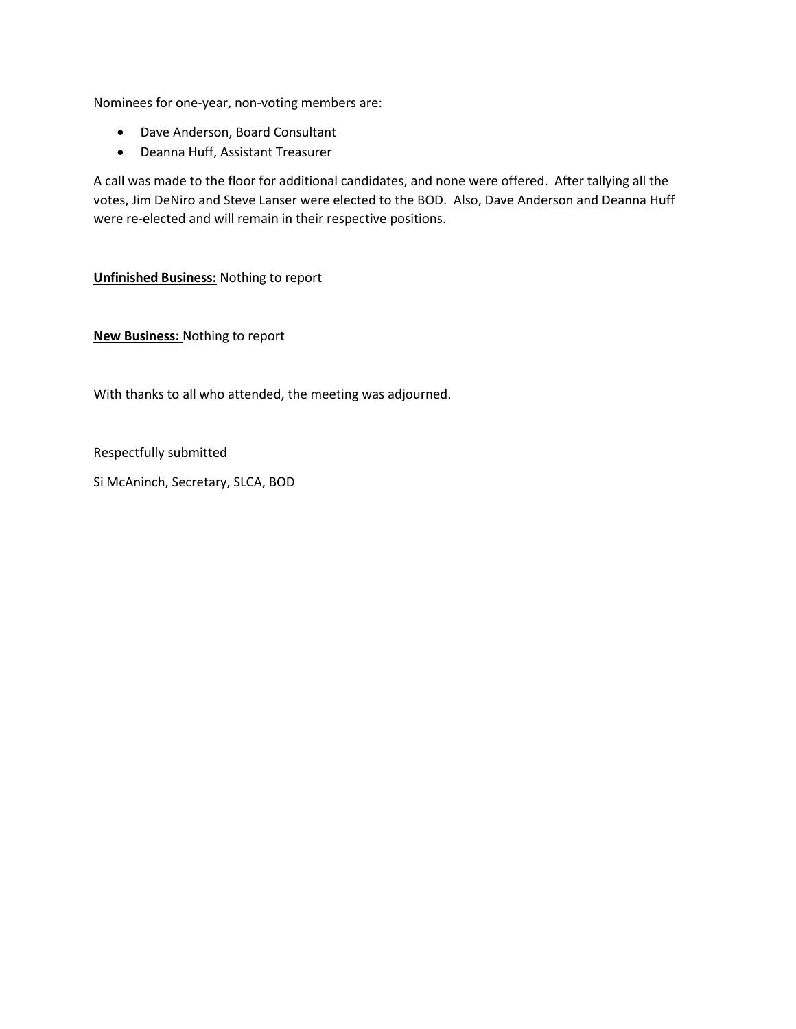Nominees for one-year, non-voting members are:

- Dave Anderson, Board Consultant
- Deanna Huff, Assistant Treasurer

A call was made to the floor for additional candidates, and none were offered. After tallying all the votes, Jim DeNiro and Steve Lanser were elected to the BOD. Also, Dave Anderson and Deanna Huff were re-elected and will remain in their respective positions.

**Unfinished Business:** Nothing to report

**New Business:** Nothing to report

With thanks to all who attended, the meeting was adjourned.

Respectfully submitted

Si McAninch, Secretary, SLCA, BOD